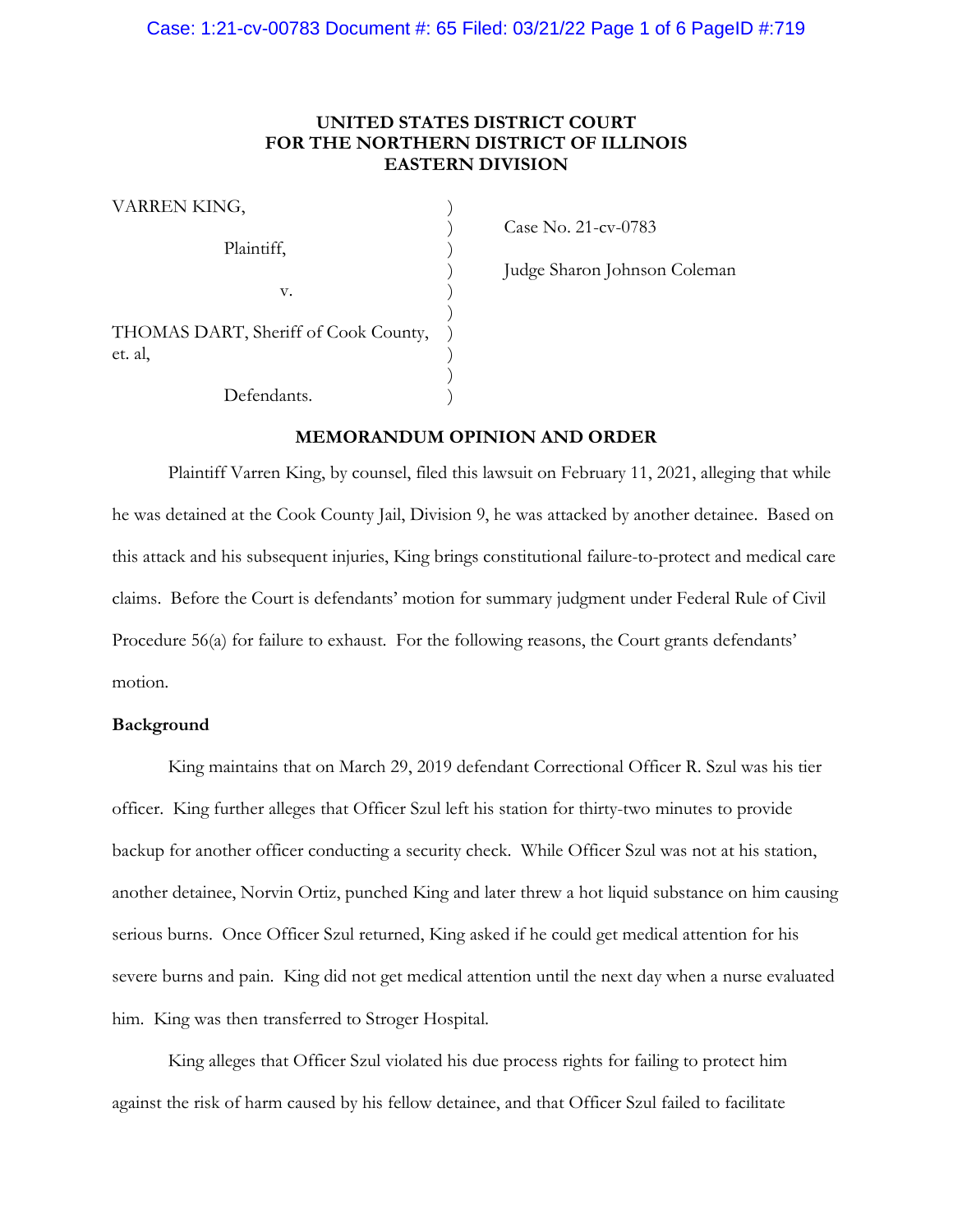**UNITED STATES DISTRICT COURT**
**FOR THE NORTHERN DISTRICT OF ILLINOIS**
**EASTERN DIVISION**

VARREN KING,

Plaintiff,

v.

THOMAS DART, Sheriff of Cook County, et. al,

Defendants.

Case No. 21-cv-0783

Judge Sharon Johnson Coleman

**MEMORANDUM OPINION AND ORDER**

Plaintiff Varren King, by counsel, filed this lawsuit on February 11, 2021, alleging that while he was detained at the Cook County Jail, Division 9, he was attacked by another detainee. Based on this attack and his subsequent injuries, King brings constitutional failure-to-protect and medical care claims. Before the Court is defendants' motion for summary judgment under Federal Rule of Civil Procedure 56(a) for failure to exhaust. For the following reasons, the Court grants defendants' motion.

**Background**

King maintains that on March 29, 2019 defendant Correctional Officer R. Szul was his tier officer. King further alleges that Officer Szul left his station for thirty-two minutes to provide backup for another officer conducting a security check. While Officer Szul was not at his station, another detainee, Norvin Ortiz, punched King and later threw a hot liquid substance on him causing serious burns. Once Officer Szul returned, King asked if he could get medical attention for his severe burns and pain. King did not get medical attention until the next day when a nurse evaluated him. King was then transferred to Stroger Hospital.

King alleges that Officer Szul violated his due process rights for failing to protect him against the risk of harm caused by his fellow detainee, and that Officer Szul failed to facilitate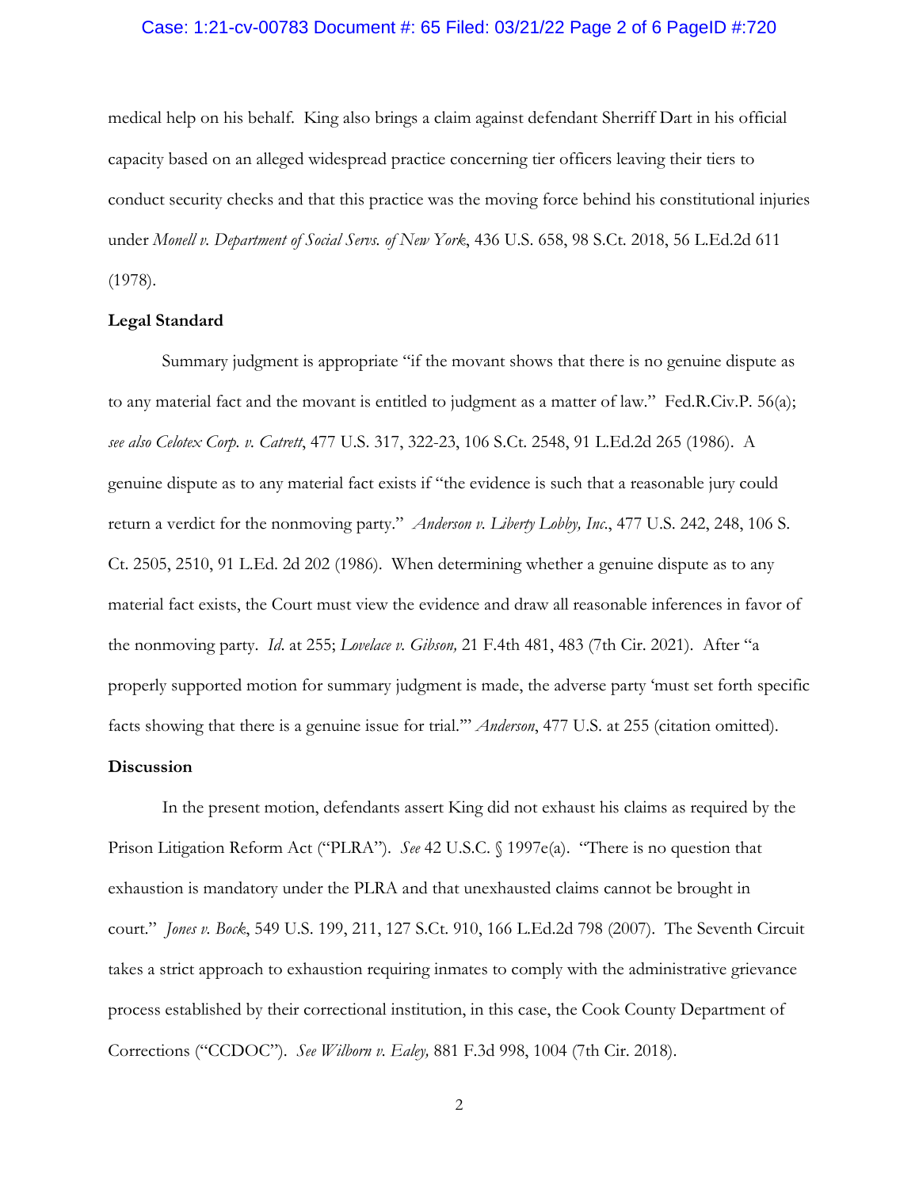medical help on his behalf. King also brings a claim against defendant Sherriff Dart in his official capacity based on an alleged widespread practice concerning tier officers leaving their tiers to conduct security checks and that this practice was the moving force behind his constitutional injuries under *Monell v. Department of Social Servs. of New York*, 436 U.S. 658, 98 S.Ct. 2018, 56 L.Ed.2d 611 (1978).

**Legal Standard**

Summary judgment is appropriate "if the movant shows that there is no genuine dispute as to any material fact and the movant is entitled to judgment as a matter of law." Fed.R.Civ.P. 56(a); *see also Celotex Corp. v. Catrett*, 477 U.S. 317, 322-23, 106 S.Ct. 2548, 91 L.Ed.2d 265 (1986). A genuine dispute as to any material fact exists if "the evidence is such that a reasonable jury could return a verdict for the nonmoving party." *Anderson v. Liberty Lobby, Inc.*, 477 U.S. 242, 248, 106 S. Ct. 2505, 2510, 91 L.Ed. 2d 202 (1986). When determining whether a genuine dispute as to any material fact exists, the Court must view the evidence and draw all reasonable inferences in favor of the nonmoving party. *Id.* at 255; *Lovelace v. Gibson,* 21 F.4th 481, 483 (7th Cir. 2021). After "a properly supported motion for summary judgment is made, the adverse party 'must set forth specific facts showing that there is a genuine issue for trial.'" *Anderson*, 477 U.S. at 255 (citation omitted).

**Discussion**

In the present motion, defendants assert King did not exhaust his claims as required by the Prison Litigation Reform Act ("PLRA"). *See* 42 U.S.C. § 1997e(a). "There is no question that exhaustion is mandatory under the PLRA and that unexhausted claims cannot be brought in court." *Jones v. Bock*, 549 U.S. 199, 211, 127 S.Ct. 910, 166 L.Ed.2d 798 (2007). The Seventh Circuit takes a strict approach to exhaustion requiring inmates to comply with the administrative grievance process established by their correctional institution, in this case, the Cook County Department of Corrections ("CCDOC"). *See Wilborn v. Ealey,* 881 F.3d 998, 1004 (7th Cir. 2018).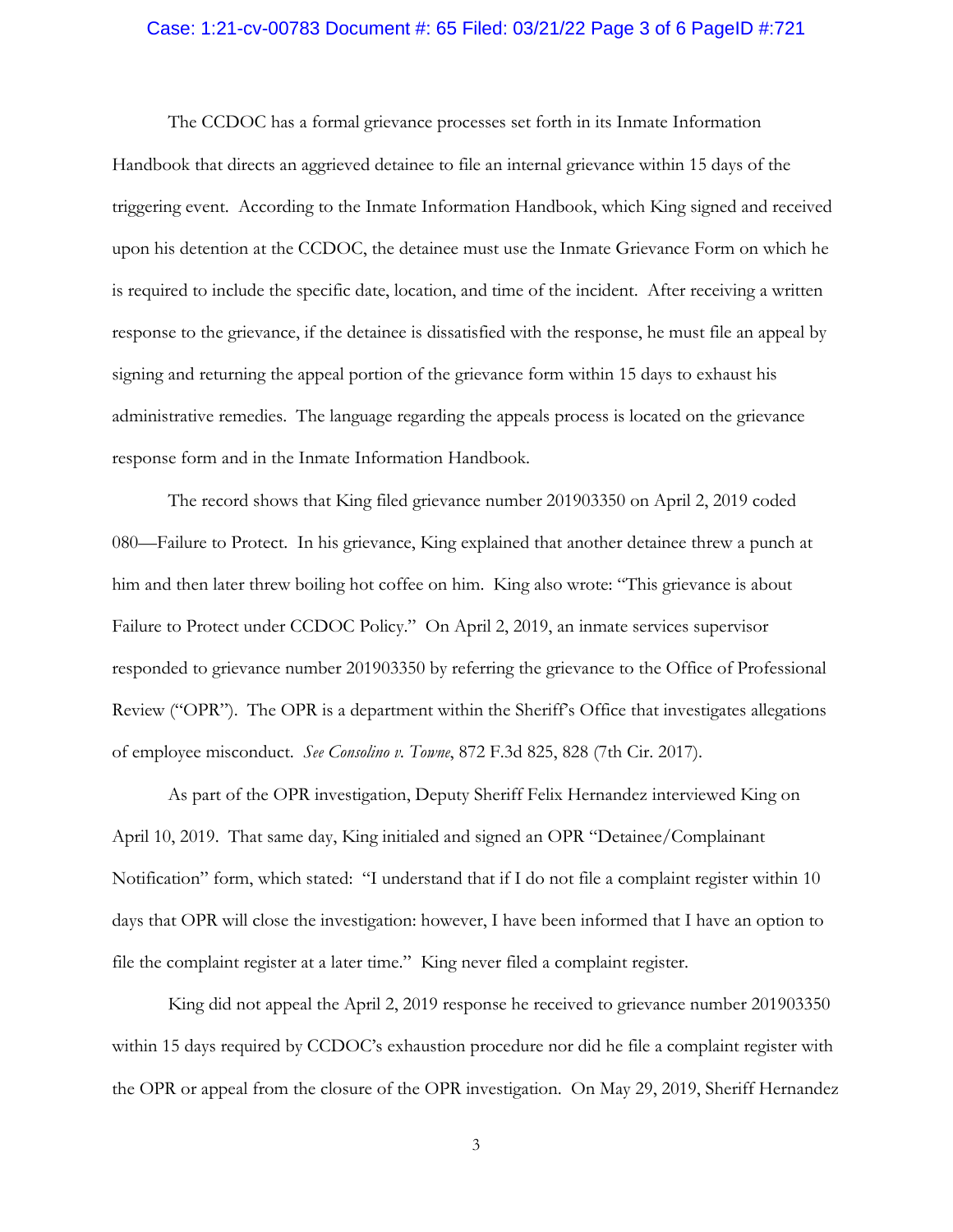The CCDOC has a formal grievance processes set forth in its Inmate Information Handbook that directs an aggrieved detainee to file an internal grievance within 15 days of the triggering event. According to the Inmate Information Handbook, which King signed and received upon his detention at the CCDOC, the detainee must use the Inmate Grievance Form on which he is required to include the specific date, location, and time of the incident. After receiving a written response to the grievance, if the detainee is dissatisfied with the response, he must file an appeal by signing and returning the appeal portion of the grievance form within 15 days to exhaust his administrative remedies. The language regarding the appeals process is located on the grievance response form and in the Inmate Information Handbook.

The record shows that King filed grievance number 201903350 on April 2, 2019 coded 080—Failure to Protect. In his grievance, King explained that another detainee threw a punch at him and then later threw boiling hot coffee on him. King also wrote: "This grievance is about Failure to Protect under CCDOC Policy." On April 2, 2019, an inmate services supervisor responded to grievance number 201903350 by referring the grievance to the Office of Professional Review ("OPR"). The OPR is a department within the Sheriff's Office that investigates allegations of employee misconduct. *See Consolino v. Towne*, 872 F.3d 825, 828 (7th Cir. 2017).

As part of the OPR investigation, Deputy Sheriff Felix Hernandez interviewed King on April 10, 2019. That same day, King initialed and signed an OPR "Detainee/Complainant Notification" form, which stated: "I understand that if I do not file a complaint register within 10 days that OPR will close the investigation: however, I have been informed that I have an option to file the complaint register at a later time." King never filed a complaint register.

King did not appeal the April 2, 2019 response he received to grievance number 201903350 within 15 days required by CCDOC's exhaustion procedure nor did he file a complaint register with the OPR or appeal from the closure of the OPR investigation. On May 29, 2019, Sheriff Hernandez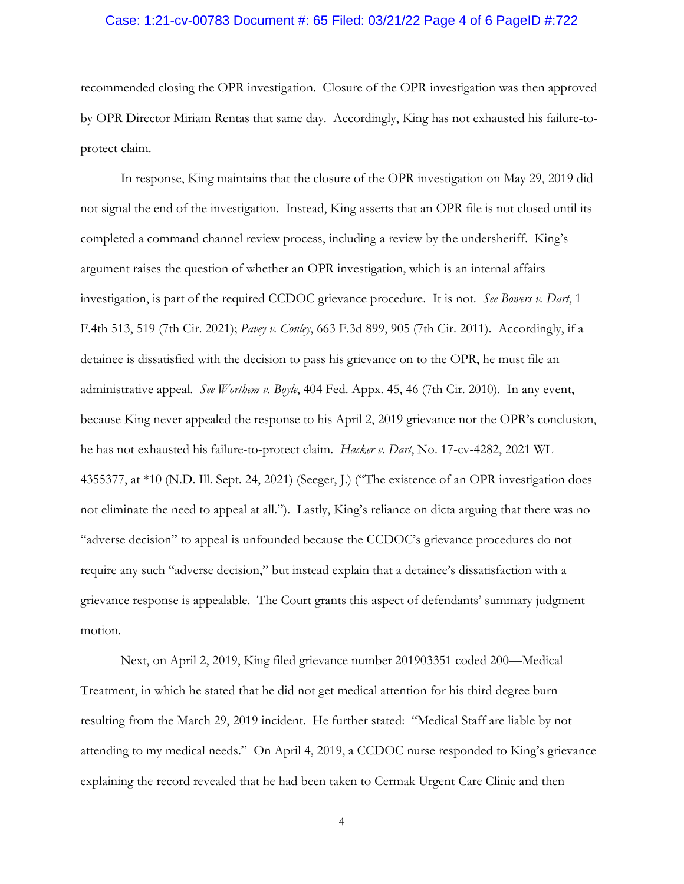recommended closing the OPR investigation. Closure of the OPR investigation was then approved by OPR Director Miriam Rentas that same day. Accordingly, King has not exhausted his failure-to-protect claim.

In response, King maintains that the closure of the OPR investigation on May 29, 2019 did not signal the end of the investigation. Instead, King asserts that an OPR file is not closed until its completed a command channel review process, including a review by the undersheriff. King's argument raises the question of whether an OPR investigation, which is an internal affairs investigation, is part of the required CCDOC grievance procedure. It is not. *See Bowers v. Dart*, 1 F.4th 513, 519 (7th Cir. 2021); *Pavey v. Conley*, 663 F.3d 899, 905 (7th Cir. 2011). Accordingly, if a detainee is dissatisfied with the decision to pass his grievance on to the OPR, he must file an administrative appeal. *See Worthem v. Boyle*, 404 Fed. Appx. 45, 46 (7th Cir. 2010). In any event, because King never appealed the response to his April 2, 2019 grievance nor the OPR's conclusion, he has not exhausted his failure-to-protect claim. *Hacker v. Dart*, No. 17-cv-4282, 2021 WL 4355377, at *10 (N.D. Ill. Sept. 24, 2021) (Seeger, J.) ("The existence of an OPR investigation does not eliminate the need to appeal at all."). Lastly, King's reliance on dicta arguing that there was no "adverse decision" to appeal is unfounded because the CCDOC's grievance procedures do not require any such "adverse decision," but instead explain that a detainee's dissatisfaction with a grievance response is appealable. The Court grants this aspect of defendants' summary judgment motion.

Next, on April 2, 2019, King filed grievance number 201903351 coded 200—Medical Treatment, in which he stated that he did not get medical attention for his third degree burn resulting from the March 29, 2019 incident. He further stated: "Medical Staff are liable by not attending to my medical needs." On April 4, 2019, a CCDOC nurse responded to King's grievance explaining the record revealed that he had been taken to Cermak Urgent Care Clinic and then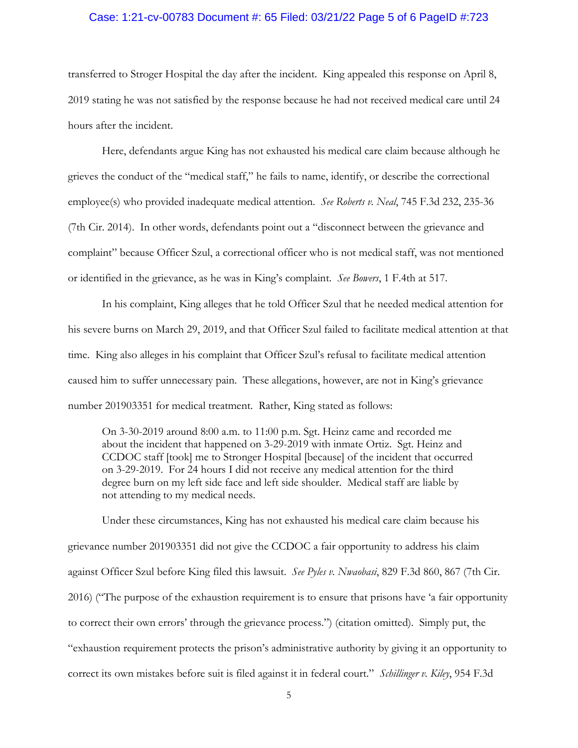transferred to Stroger Hospital the day after the incident. King appealed this response on April 8, 2019 stating he was not satisfied by the response because he had not received medical care until 24 hours after the incident.

Here, defendants argue King has not exhausted his medical care claim because although he grieves the conduct of the "medical staff," he fails to name, identify, or describe the correctional employee(s) who provided inadequate medical attention. *See Roberts v. Neal*, 745 F.3d 232, 235-36 (7th Cir. 2014). In other words, defendants point out a "disconnect between the grievance and complaint" because Officer Szul, a correctional officer who is not medical staff, was not mentioned or identified in the grievance, as he was in King's complaint. *See Bowers*, 1 F.4th at 517.

In his complaint, King alleges that he told Officer Szul that he needed medical attention for his severe burns on March 29, 2019, and that Officer Szul failed to facilitate medical attention at that time. King also alleges in his complaint that Officer Szul's refusal to facilitate medical attention caused him to suffer unnecessary pain. These allegations, however, are not in King's grievance number 201903351 for medical treatment. Rather, King stated as follows:

> On 3-30-2019 around 8:00 a.m. to 11:00 p.m. Sgt. Heinz came and recorded me about the incident that happened on 3-29-2019 with inmate Ortiz. Sgt. Heinz and CCDOC staff [took] me to Stronger Hospital [because] of the incident that occurred on 3-29-2019. For 24 hours I did not receive any medical attention for the third degree burn on my left side face and left side shoulder. Medical staff are liable by not attending to my medical needs.

Under these circumstances, King has not exhausted his medical care claim because his grievance number 201903351 did not give the CCDOC a fair opportunity to address his claim against Officer Szul before King filed this lawsuit. *See Pyles v. Nwaobasi*, 829 F.3d 860, 867 (7th Cir. 2016) ("The purpose of the exhaustion requirement is to ensure that prisons have 'a fair opportunity to correct their own errors' through the grievance process.") (citation omitted). Simply put, the "exhaustion requirement protects the prison's administrative authority by giving it an opportunity to correct its own mistakes before suit is filed against it in federal court." *Schillinger v. Kiley*, 954 F.3d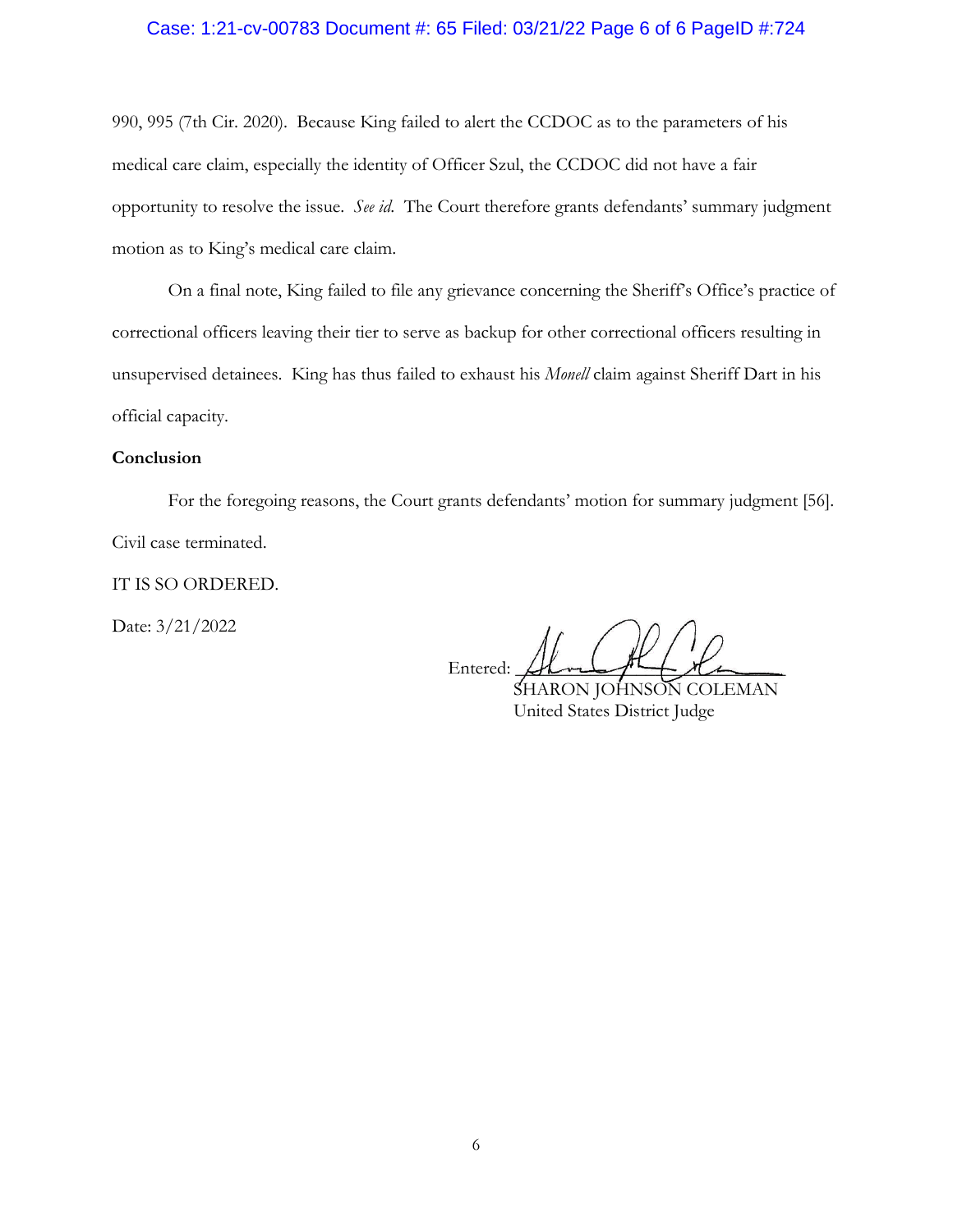990, 995 (7th Cir. 2020). Because King failed to alert the CCDOC as to the parameters of his medical care claim, especially the identity of Officer Szul, the CCDOC did not have a fair opportunity to resolve the issue. *See id.* The Court therefore grants defendants' summary judgment motion as to King's medical care claim.

On a final note, King failed to file any grievance concerning the Sheriff's Office's practice of correctional officers leaving their tier to serve as backup for other correctional officers resulting in unsupervised detainees. King has thus failed to exhaust his *Monell* claim against Sheriff Dart in his official capacity.

**Conclusion**

For the foregoing reasons, the Court grants defendants' motion for summary judgment [56]. Civil case terminated.

IT IS SO ORDERED.

Date: 3/21/2022

Entered: ______________________
SHARON JOHNSON COLEMAN
United States District Judge